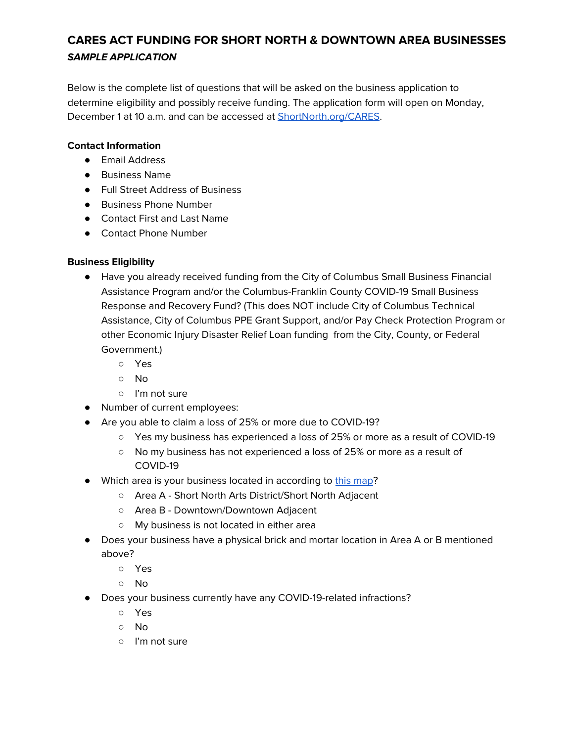# CARES ACT FUNDING FOR SHORT NORTH & DOWNTOWN AREA BUSINESSES

***SAMPLE APPLICATION***

Below is the complete list of questions that will be asked on the business application to determine eligibility and possibly receive funding. The application form will open on Monday, December 1 at 10 a.m. and can be accessed at ShortNorth.org/CARES.

**Contact Information**

- Email Address
- Business Name
- Full Street Address of Business
- Business Phone Number
- Contact First and Last Name
- Contact Phone Number

**Business Eligibility**

- Have you already received funding from the City of Columbus Small Business Financial Assistance Program and/or the Columbus-Franklin County COVID-19 Small Business Response and Recovery Fund? (This does NOT include City of Columbus Technical Assistance, City of Columbus PPE Grant Support, and/or Pay Check Protection Program or other Economic Injury Disaster Relief Loan funding from the City, County, or Federal Government.)
  - Yes
  - No
  - I'm not sure
- Number of current employees:
- Are you able to claim a loss of 25% or more due to COVID-19?
  - Yes my business has experienced a loss of 25% or more as a result of COVID-19
  - No my business has not experienced a loss of 25% or more as a result of COVID-19
- Which area is your business located in according to this map?
  - Area A - Short North Arts District/Short North Adjacent
  - Area B - Downtown/Downtown Adjacent
  - My business is not located in either area
- Does your business have a physical brick and mortar location in Area A or B mentioned above?
  - Yes
  - No
- Does your business currently have any COVID-19-related infractions?
  - Yes
  - No
  - I'm not sure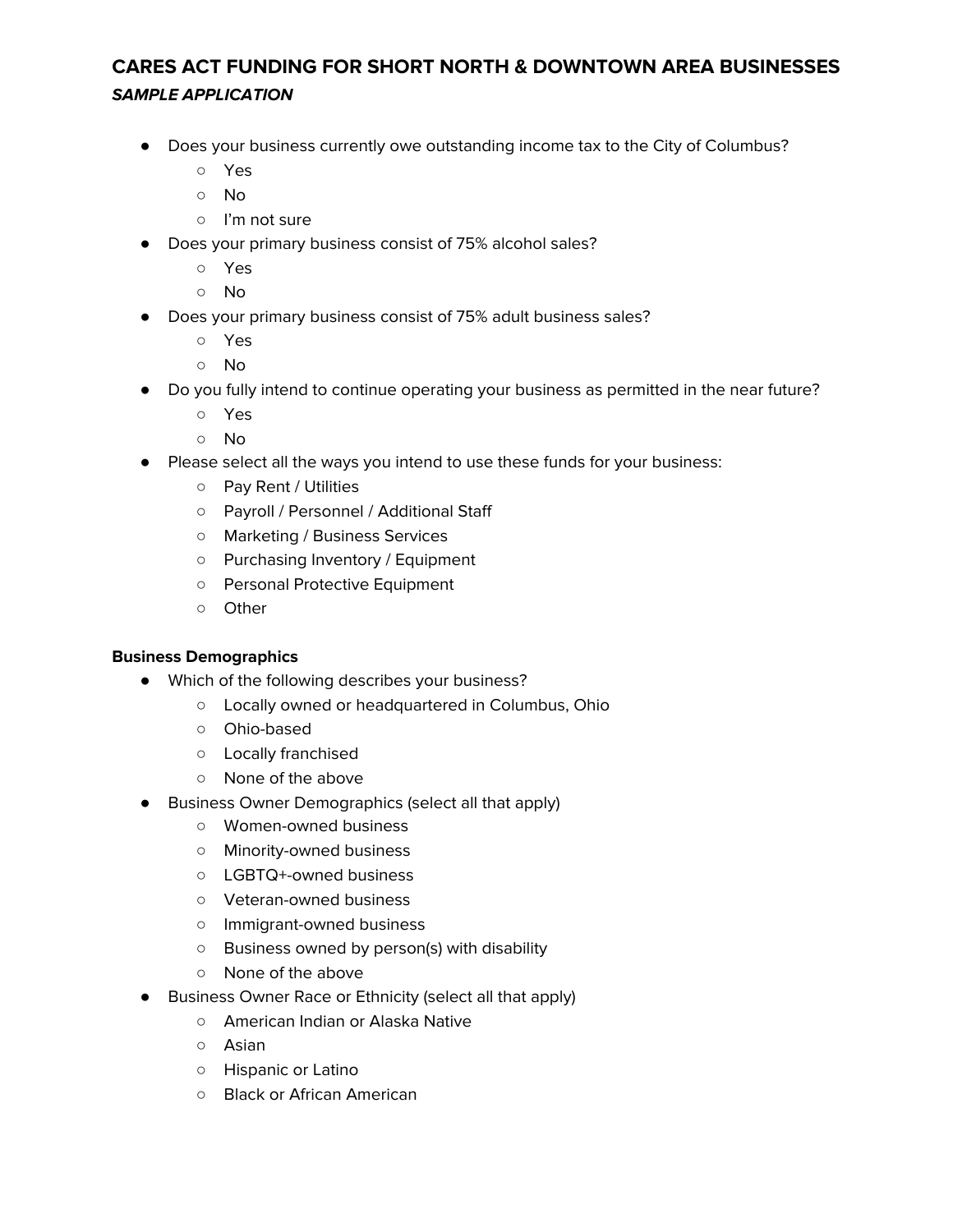# CARES ACT FUNDING FOR SHORT NORTH & DOWNTOWN AREA BUSINESSES

***SAMPLE APPLICATION***

- Does your business currently owe outstanding income tax to the City of Columbus?
  - Yes
  - No
  - I'm not sure
- Does your primary business consist of 75% alcohol sales?
  - Yes
  - No
- Does your primary business consist of 75% adult business sales?
  - Yes
  - No
- Do you fully intend to continue operating your business as permitted in the near future?
  - Yes
  - No
- Please select all the ways you intend to use these funds for your business:
  - Pay Rent / Utilities
  - Payroll / Personnel / Additional Staff
  - Marketing / Business Services
  - Purchasing Inventory / Equipment
  - Personal Protective Equipment
  - Other

**Business Demographics**

- Which of the following describes your business?
  - Locally owned or headquartered in Columbus, Ohio
  - Ohio-based
  - Locally franchised
  - None of the above
- Business Owner Demographics (select all that apply)
  - Women-owned business
  - Minority-owned business
  - LGBTQ+-owned business
  - Veteran-owned business
  - Immigrant-owned business
  - Business owned by person(s) with disability
  - None of the above
- Business Owner Race or Ethnicity (select all that apply)
  - American Indian or Alaska Native
  - Asian
  - Hispanic or Latino
  - Black or African American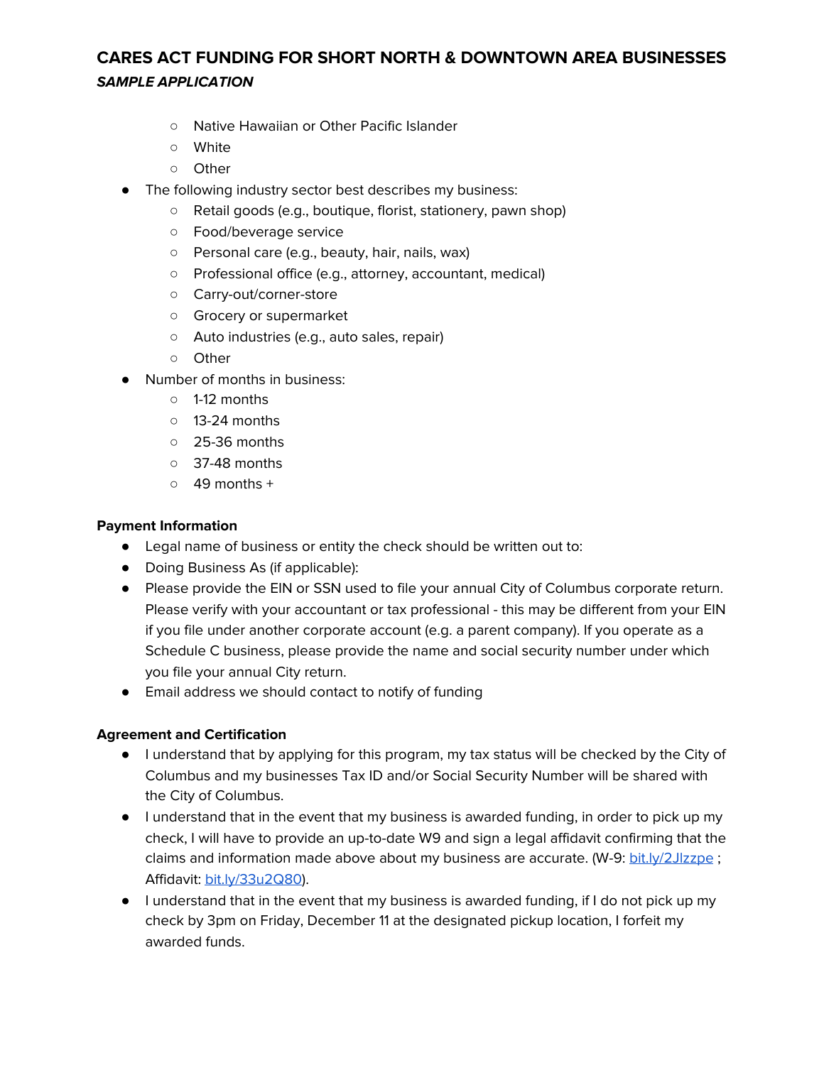- Native Hawaiian or Other Pacific Islander
  - White
  - Other
- The following industry sector best describes my business:
  - Retail goods (e.g., boutique, florist, stationery, pawn shop)
  - Food/beverage service
  - Personal care (e.g., beauty, hair, nails, wax)
  - Professional office (e.g., attorney, accountant, medical)
  - Carry-out/corner-store
  - Grocery or supermarket
  - Auto industries (e.g., auto sales, repair)
  - Other
- Number of months in business:
  - 1-12 months
  - 13-24 months
  - 25-36 months
  - 37-48 months
  - 49 months +

**Payment Information**

- Legal name of business or entity the check should be written out to:
- Doing Business As (if applicable):
- Please provide the EIN or SSN used to file your annual City of Columbus corporate return. Please verify with your accountant or tax professional - this may be different from your EIN if you file under another corporate account (e.g. a parent company). If you operate as a Schedule C business, please provide the name and social security number under which you file your annual City return.
- Email address we should contact to notify of funding

**Agreement and Certification**

- I understand that by applying for this program, my tax status will be checked by the City of Columbus and my businesses Tax ID and/or Social Security Number will be shared with the City of Columbus.
- I understand that in the event that my business is awarded funding, in order to pick up my check, I will have to provide an up-to-date W9 and sign a legal affidavit confirming that the claims and information made above about my business are accurate. (W-9: bit.ly/2Jlzzpe ; Affidavit: bit.ly/33u2Q80).
- I understand that in the event that my business is awarded funding, if I do not pick up my check by 3pm on Friday, December 11 at the designated pickup location, I forfeit my awarded funds.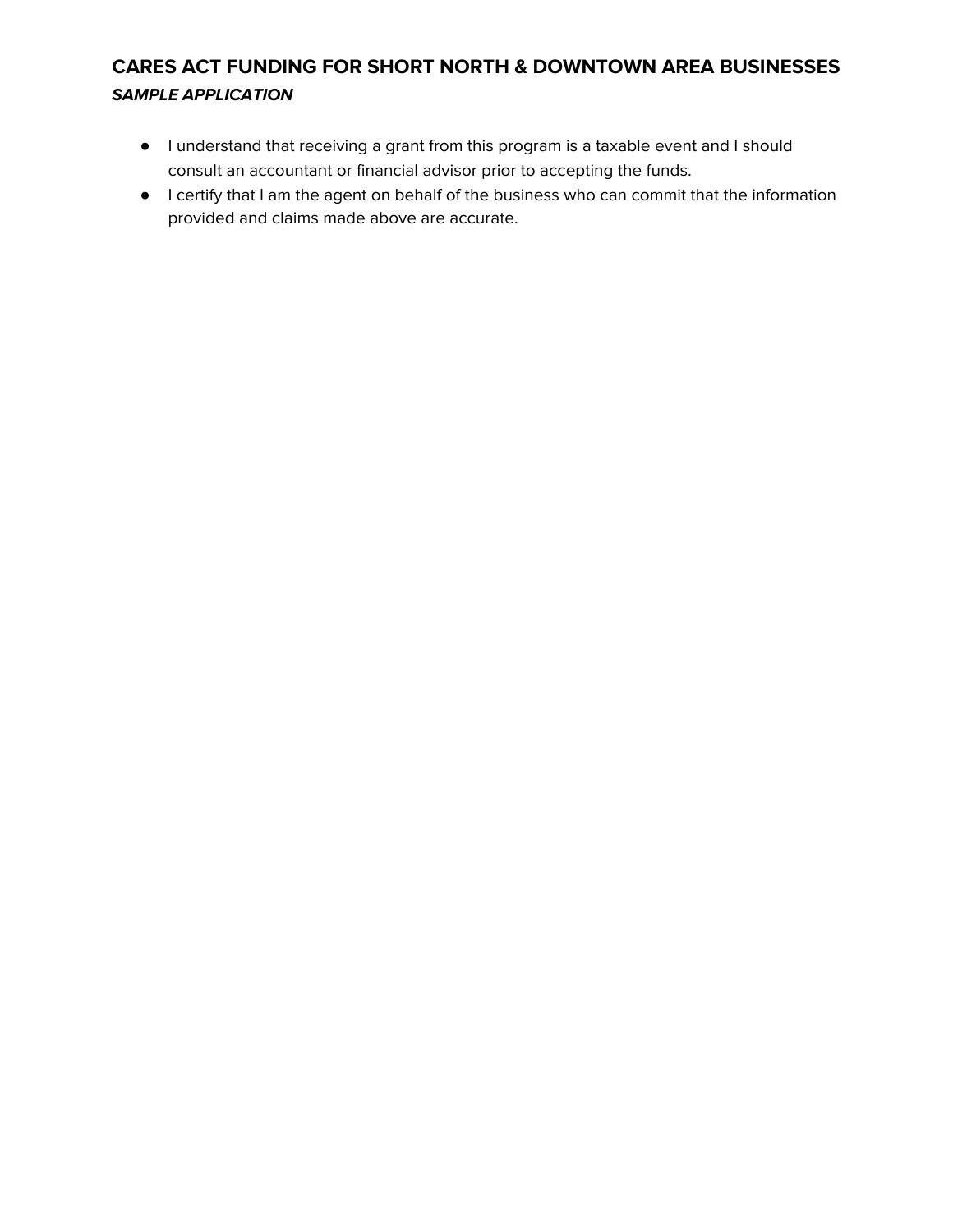- I understand that receiving a grant from this program is a taxable event and I should consult an accountant or financial advisor prior to accepting the funds.
- I certify that I am the agent on behalf of the business who can commit that the information provided and claims made above are accurate.